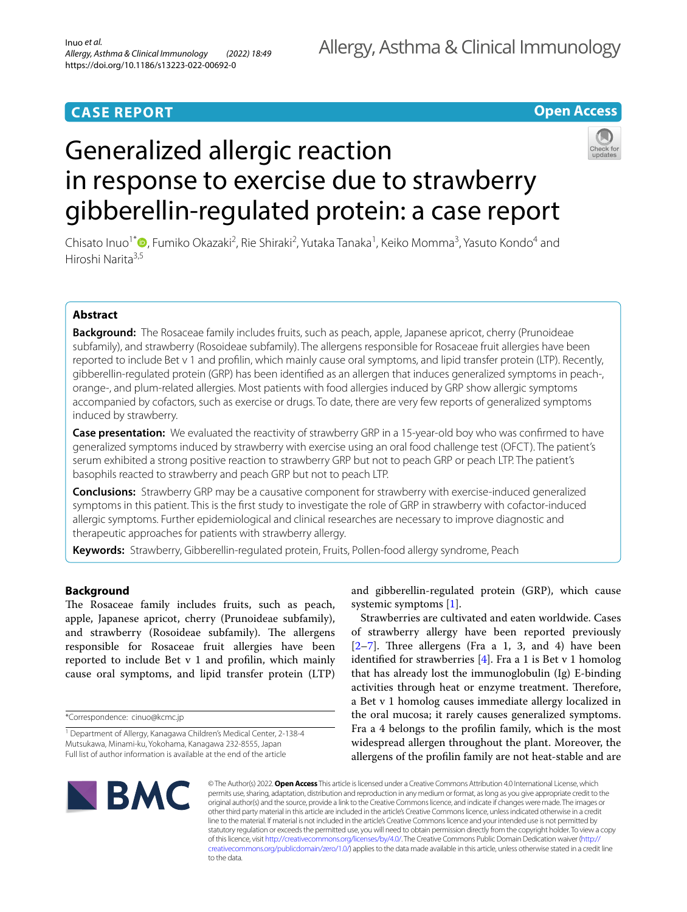CASE REPORT

Open Access

# Generalized allergic reaction in response to exercise due to strawberry gibberellin-regulated protein: a case report

Chisato Inuo[1*], Fumiko Okazaki[2], Rie Shiraki[2], Yutaka Tanaka[1], Keiko Momma[3], Yasuto Kondo[4] and Hiroshi Narita[3,5]

## Abstract

**Background:** The Rosaceae family includes fruits, such as peach, apple, Japanese apricot, cherry (Prunoideae subfamily), and strawberry (Rosoideae subfamily). The allergens responsible for Rosaceae fruit allergies have been reported to include Bet v 1 and profilin, which mainly cause oral symptoms, and lipid transfer protein (LTP). Recently, gibberellin-regulated protein (GRP) has been identified as an allergen that induces generalized symptoms in peach-, orange-, and plum-related allergies. Most patients with food allergies induced by GRP show allergic symptoms accompanied by cofactors, such as exercise or drugs. To date, there are very few reports of generalized symptoms induced by strawberry.

**Case presentation:** We evaluated the reactivity of strawberry GRP in a 15-year-old boy who was confirmed to have generalized symptoms induced by strawberry with exercise using an oral food challenge test (OFCT). The patient's serum exhibited a strong positive reaction to strawberry GRP but not to peach GRP or peach LTP. The patient's basophils reacted to strawberry and peach GRP but not to peach LTP.

**Conclusions:** Strawberry GRP may be a causative component for strawberry with exercise-induced generalized symptoms in this patient. This is the first study to investigate the role of GRP in strawberry with cofactor-induced allergic symptoms. Further epidemiological and clinical researches are necessary to improve diagnostic and therapeutic approaches for patients with strawberry allergy.

**Keywords:** Strawberry, Gibberellin-regulated protein, Fruits, Pollen-food allergy syndrome, Peach

## Background

The Rosaceae family includes fruits, such as peach, apple, Japanese apricot, cherry (Prunoideae subfamily), and strawberry (Rosoideae subfamily). The allergens responsible for Rosaceae fruit allergies have been reported to include Bet v 1 and profilin, which mainly cause oral symptoms, and lipid transfer protein (LTP) and gibberellin-regulated protein (GRP), which cause systemic symptoms [1].

Strawberries are cultivated and eaten worldwide. Cases of strawberry allergy have been reported previously [2–7]. Three allergens (Fra a 1, 3, and 4) have been identified for strawberries [4]. Fra a 1 is Bet v 1 homolog that has already lost the immunoglobulin (Ig) E-binding activities through heat or enzyme treatment. Therefore, a Bet v 1 homolog causes immediate allergy localized in the oral mucosa; it rarely causes generalized symptoms. Fra a 4 belongs to the profilin family, which is the most widespread allergen throughout the plant. Moreover, the allergens of the profilin family are not heat-stable and are

*Correspondence: cinuo@kcmc.jp

[1] Department of Allergy, Kanagawa Children's Medical Center, 2-138-4 Mutsukawa, Minami-ku, Yokohama, Kanagawa 232-8555, Japan
Full list of author information is available at the end of the article

© The Author(s) 2022. **Open Access** This article is licensed under a Creative Commons Attribution 4.0 International License, which permits use, sharing, adaptation, distribution and reproduction in any medium or format, as long as you give appropriate credit to the original author(s) and the source, provide a link to the Creative Commons licence, and indicate if changes were made. The images or other third party material in this article are included in the article's Creative Commons licence, unless indicated otherwise in a credit line to the material. If material is not included in the article's Creative Commons licence and your intended use is not permitted by statutory regulation or exceeds the permitted use, you will need to obtain permission directly from the copyright holder. To view a copy of this licence, visit http://creativecommons.org/licenses/by/4.0/. The Creative Commons Public Domain Dedication waiver (http://creativecommons.org/publicdomain/zero/1.0/) applies to the data made available in this article, unless otherwise stated in a credit line to the data.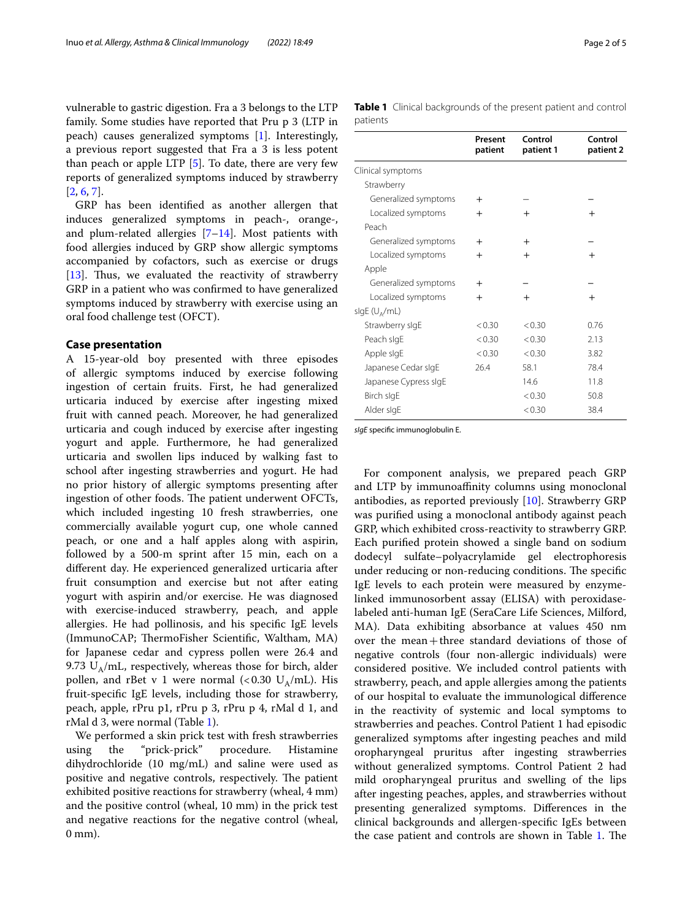vulnerable to gastric digestion. Fra a 3 belongs to the LTP family. Some studies have reported that Pru p 3 (LTP in peach) causes generalized symptoms [1]. Interestingly, a previous report suggested that Fra a 3 is less potent than peach or apple LTP [5]. To date, there are very few reports of generalized symptoms induced by strawberry [2, 6, 7].

GRP has been identified as another allergen that induces generalized symptoms in peach-, orange-, and plum-related allergies [7–14]. Most patients with food allergies induced by GRP show allergic symptoms accompanied by cofactors, such as exercise or drugs [13]. Thus, we evaluated the reactivity of strawberry GRP in a patient who was confirmed to have generalized symptoms induced by strawberry with exercise using an oral food challenge test (OFCT).

## Case presentation

A 15-year-old boy presented with three episodes of allergic symptoms induced by exercise following ingestion of certain fruits. First, he had generalized urticaria induced by exercise after ingesting mixed fruit with canned peach. Moreover, he had generalized urticaria and cough induced by exercise after ingesting yogurt and apple. Furthermore, he had generalized urticaria and swollen lips induced by walking fast to school after ingesting strawberries and yogurt. He had no prior history of allergic symptoms presenting after ingestion of other foods. The patient underwent OFCTs, which included ingesting 10 fresh strawberries, one commercially available yogurt cup, one whole canned peach, or one and a half apples along with aspirin, followed by a 500-m sprint after 15 min, each on a different day. He experienced generalized urticaria after fruit consumption and exercise but not after eating yogurt with aspirin and/or exercise. He was diagnosed with exercise-induced strawberry, peach, and apple allergies. He had pollinosis, and his specific IgE levels (ImmunoCAP; ThermoFisher Scientific, Waltham, MA) for Japanese cedar and cypress pollen were 26.4 and 9.73 $U_A$/mL, respectively, whereas those for birch, alder pollen, and rBet v 1 were normal (<0.30 $U_A$/mL). His fruit-specific IgE levels, including those for strawberry, peach, apple, rPru p1, rPru p 3, rPru p 4, rMal d 1, and rMal d 3, were normal (Table 1).

We performed a skin prick test with fresh strawberries using the "prick-prick" procedure. Histamine dihydrochloride (10 mg/mL) and saline were used as positive and negative controls, respectively. The patient exhibited positive reactions for strawberry (wheal, 4 mm) and the positive control (wheal, 10 mm) in the prick test and negative reactions for the negative control (wheal, 0 mm).

**Table 1** Clinical backgrounds of the present patient and control patients

| | Present patient | Control patient 1 | Control patient 2 |
|---|---|---|---|
| Clinical symptoms | | | |
| Strawberry | | | |
| Generalized symptoms | + | − | − |
| Localized symptoms | + | + | + |
| Peach | | | |
| Generalized symptoms | + | + | − |
| Localized symptoms | + | + | + |
| Apple | | | |
| Generalized symptoms | + | − | − |
| Localized symptoms | + | + | + |
| sIgE ($U_A$/mL) | | | |
| Strawberry sIgE | <0.30 | <0.30 | 0.76 |
| Peach sIgE | <0.30 | <0.30 | 2.13 |
| Apple sIgE | <0.30 | <0.30 | 3.82 |
| Japanese Cedar sIgE | 26.4 | 58.1 | 78.4 |
| Japanese Cypress sIgE | | 14.6 | 11.8 |
| Birch sIgE | | <0.30 | 50.8 |
| Alder sIgE | | <0.30 | 38.4 |

*sIgE* specific immunoglobulin E.

For component analysis, we prepared peach GRP and LTP by immunoaffinity columns using monoclonal antibodies, as reported previously [10]. Strawberry GRP was purified using a monoclonal antibody against peach GRP, which exhibited cross-reactivity to strawberry GRP. Each purified protein showed a single band on sodium dodecyl sulfate–polyacrylamide gel electrophoresis under reducing or non-reducing conditions. The specific IgE levels to each protein were measured by enzyme-linked immunosorbent assay (ELISA) with peroxidase-labeled anti-human IgE (SeraCare Life Sciences, Milford, MA). Data exhibiting absorbance at values 450 nm over the mean + three standard deviations of those of negative controls (four non-allergic individuals) were considered positive. We included control patients with strawberry, peach, and apple allergies among the patients of our hospital to evaluate the immunological difference in the reactivity of systemic and local symptoms to strawberries and peaches. Control Patient 1 had episodic generalized symptoms after ingesting peaches and mild oropharyngeal pruritus after ingesting strawberries without generalized symptoms. Control Patient 2 had mild oropharyngeal pruritus and swelling of the lips after ingesting peaches, apples, and strawberries without presenting generalized symptoms. Differences in the clinical backgrounds and allergen-specific IgEs between the case patient and controls are shown in Table 1. The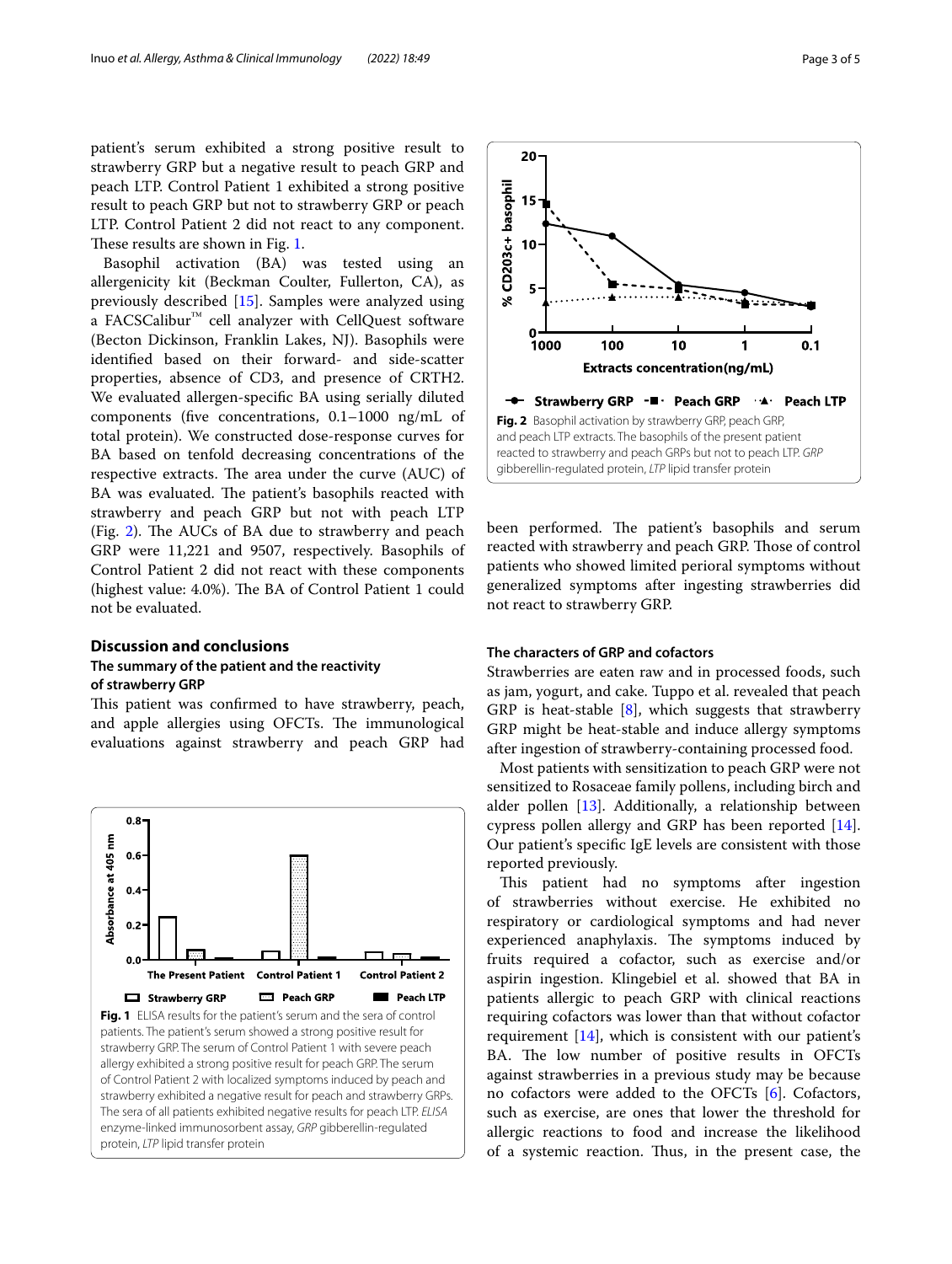patient's serum exhibited a strong positive result to strawberry GRP but a negative result to peach GRP and peach LTP. Control Patient 1 exhibited a strong positive result to peach GRP but not to strawberry GRP or peach LTP. Control Patient 2 did not react to any component. These results are shown in Fig. 1.

Basophil activation (BA) was tested using an allergenicity kit (Beckman Coulter, Fullerton, CA), as previously described [15]. Samples were analyzed using a FACSCalibur™ cell analyzer with CellQuest software (Becton Dickinson, Franklin Lakes, NJ). Basophils were identified based on their forward- and side-scatter properties, absence of CD3, and presence of CRTH2. We evaluated allergen-specific BA using serially diluted components (five concentrations, 0.1–1000 ng/mL of total protein). We constructed dose-response curves for BA based on tenfold decreasing concentrations of the respective extracts. The area under the curve (AUC) of BA was evaluated. The patient's basophils reacted with strawberry and peach GRP but not with peach LTP (Fig. 2). The AUCs of BA due to strawberry and peach GRP were 11,221 and 9507, respectively. Basophils of Control Patient 2 did not react with these components (highest value: 4.0%). The BA of Control Patient 1 could not be evaluated.

## Discussion and conclusions

### The summary of the patient and the reactivity of strawberry GRP

This patient was confirmed to have strawberry, peach, and apple allergies using OFCTs. The immunological evaluations against strawberry and peach GRP had been performed. The patient's basophils and serum reacted with strawberry and peach GRP. Those of control patients who showed limited perioral symptoms without generalized symptoms after ingesting strawberries did not react to strawberry GRP.

**Fig. 1** ELISA results for the patient's serum and the sera of control patients. The patient's serum showed a strong positive result for strawberry GRP. The serum of Control Patient 1 with severe peach allergy exhibited a strong positive result for peach GRP. The serum of Control Patient 2 with localized symptoms induced by peach and strawberry exhibited a negative result for peach and strawberry GRPs. The sera of all patients exhibited negative results for peach LTP. *ELISA* enzyme-linked immunosorbent assay, *GRP* gibberellin-regulated protein, *LTP* lipid transfer protein

**Fig. 2** Basophil activation by strawberry GRP, peach GRP, and peach LTP extracts. The basophils of the present patient reacted to strawberry and peach GRPs but not to peach LTP. *GRP* gibberellin-regulated protein, *LTP* lipid transfer protein

### The characters of GRP and cofactors

Strawberries are eaten raw and in processed foods, such as jam, yogurt, and cake. Tuppo et al. revealed that peach GRP is heat-stable [8], which suggests that strawberry GRP might be heat-stable and induce allergy symptoms after ingestion of strawberry-containing processed food.

Most patients with sensitization to peach GRP were not sensitized to Rosaceae family pollens, including birch and alder pollen [13]. Additionally, a relationship between cypress pollen allergy and GRP has been reported [14]. Our patient's specific IgE levels are consistent with those reported previously.

This patient had no symptoms after ingestion of strawberries without exercise. He exhibited no respiratory or cardiological symptoms and had never experienced anaphylaxis. The symptoms induced by fruits required a cofactor, such as exercise and/or aspirin ingestion. Klingebiel et al. showed that BA in patients allergic to peach GRP with clinical reactions requiring cofactors was lower than that without cofactor requirement [14], which is consistent with our patient's BA. The low number of positive results in OFCTs against strawberries in a previous study may be because no cofactors were added to the OFCTs [6]. Cofactors, such as exercise, are ones that lower the threshold for allergic reactions to food and increase the likelihood of a systemic reaction. Thus, in the present case, the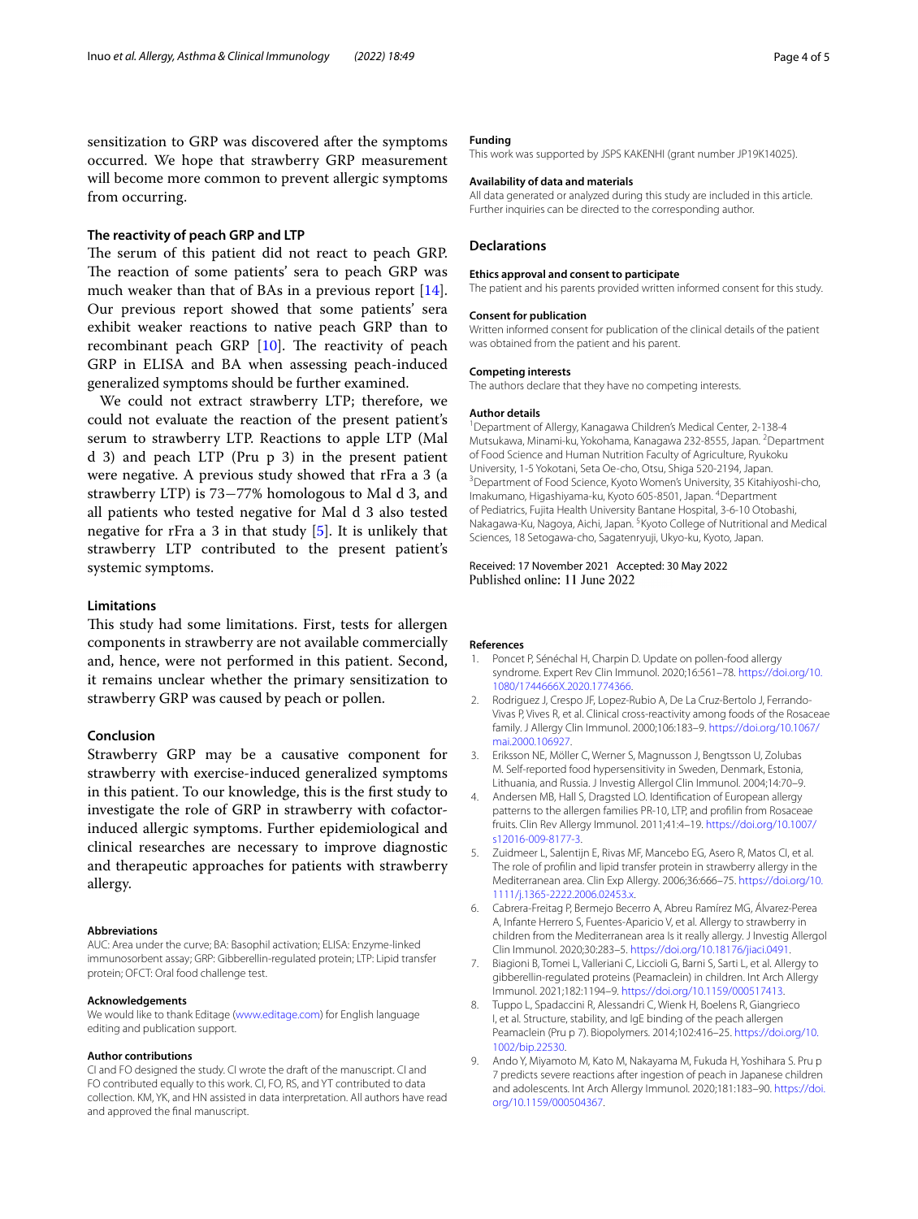sensitization to GRP was discovered after the symptoms occurred. We hope that strawberry GRP measurement will become more common to prevent allergic symptoms from occurring.

### The reactivity of peach GRP and LTP

The serum of this patient did not react to peach GRP. The reaction of some patients' sera to peach GRP was much weaker than that of BAs in a previous report [14]. Our previous report showed that some patients' sera exhibit weaker reactions to native peach GRP than to recombinant peach GRP [10]. The reactivity of peach GRP in ELISA and BA when assessing peach-induced generalized symptoms should be further examined.

We could not extract strawberry LTP; therefore, we could not evaluate the reaction of the present patient's serum to strawberry LTP. Reactions to apple LTP (Mal d 3) and peach LTP (Pru p 3) in the present patient were negative. A previous study showed that rFra a 3 (a strawberry LTP) is 73−77% homologous to Mal d 3, and all patients who tested negative for Mal d 3 also tested negative for rFra a 3 in that study [5]. It is unlikely that strawberry LTP contributed to the present patient's systemic symptoms.

## Limitations

This study had some limitations. First, tests for allergen components in strawberry are not available commercially and, hence, were not performed in this patient. Second, it remains unclear whether the primary sensitization to strawberry GRP was caused by peach or pollen.

## Conclusion

Strawberry GRP may be a causative component for strawberry with exercise-induced generalized symptoms in this patient. To our knowledge, this is the first study to investigate the role of GRP in strawberry with cofactor-induced allergic symptoms. Further epidemiological and clinical researches are necessary to improve diagnostic and therapeutic approaches for patients with strawberry allergy.

#### Abbreviations

AUC: Area under the curve; BA: Basophil activation; ELISA: Enzyme-linked immunosorbent assay; GRP: Gibberellin-regulated protein; LTP: Lipid transfer protein; OFCT: Oral food challenge test.

#### Acknowledgements

We would like to thank Editage (www.editage.com) for English language editing and publication support.

#### Author contributions

CI and FO designed the study. CI wrote the draft of the manuscript. CI and FO contributed equally to this work. CI, FO, RS, and YT contributed to data collection. KM, YK, and HN assisted in data interpretation. All authors have read and approved the final manuscript.

#### Funding

This work was supported by JSPS KAKENHI (grant number JP19K14025).

#### Availability of data and materials

All data generated or analyzed during this study are included in this article. Further inquiries can be directed to the corresponding author.

## Declarations

#### Ethics approval and consent to participate

The patient and his parents provided written informed consent for this study.

#### Consent for publication

Written informed consent for publication of the clinical details of the patient was obtained from the patient and his parent.

#### Competing interests

The authors declare that they have no competing interests.

#### Author details

[1]Department of Allergy, Kanagawa Children's Medical Center, 2-138-4 Mutsukawa, Minami-ku, Yokohama, Kanagawa 232-8555, Japan. [2]Department of Food Science and Human Nutrition Faculty of Agriculture, Ryukoku University, 1-5 Yokotani, Seta Oe-cho, Otsu, Shiga 520-2194, Japan. [3]Department of Food Science, Kyoto Women's University, 35 Kitahiyoshi-cho, Imakumano, Higashiyama-ku, Kyoto 605-8501, Japan. [4]Department of Pediatrics, Fujita Health University Bantane Hospital, 3-6-10 Otobashi, Nakagawa-Ku, Nagoya, Aichi, Japan. [5]Kyoto College of Nutritional and Medical Sciences, 18 Setogawa-cho, Sagatenryuji, Ukyo-ku, Kyoto, Japan.

Received: 17 November 2021 Accepted: 30 May 2022
Published online: 11 June 2022

#### References

1. Poncet P, Sénéchal H, Charpin D. Update on pollen-food allergy syndrome. Expert Rev Clin Immunol. 2020;16:561–78. https://doi.org/10.1080/1744666X.2020.1774366.
2. Rodriguez J, Crespo JF, Lopez-Rubio A, De La Cruz-Bertolo J, Ferrando-Vivas P, Vives R, et al. Clinical cross-reactivity among foods of the Rosaceae family. J Allergy Clin Immunol. 2000;106:183–9. https://doi.org/10.1067/mai.2000.106927.
3. Eriksson NE, Möller C, Werner S, Magnusson J, Bengtsson U, Zolubas M. Self-reported food hypersensitivity in Sweden, Denmark, Estonia, Lithuania, and Russia. J Investig Allergol Clin Immunol. 2004;14:70–9.
4. Andersen MB, Hall S, Dragsted LO. Identification of European allergy patterns to the allergen families PR-10, LTP, and profilin from Rosaceae fruits. Clin Rev Allergy Immunol. 2011;41:4–19. https://doi.org/10.1007/s12016-009-8177-3.
5. Zuidmeer L, Salentijn E, Rivas MF, Mancebo EG, Asero R, Matos CI, et al. The role of profilin and lipid transfer protein in strawberry allergy in the Mediterranean area. Clin Exp Allergy. 2006;36:666–75. https://doi.org/10.1111/j.1365-2222.2006.02453.x.
6. Cabrera-Freitag P, Bermejo Becerro A, Abreu Ramírez MG, Álvarez-Perea A, Infante Herrero S, Fuentes-Aparicio V, et al. Allergy to strawberry in children from the Mediterranean area Is it really allergy. J Investig Allergol Clin Immunol. 2020;30:283–5. https://doi.org/10.18176/jiaci.0491.
7. Biagioni B, Tomei L, Valleriani C, Liccioli G, Barni S, Sarti L, et al. Allergy to gibberellin-regulated proteins (Peamaclein) in children. Int Arch Allergy Immunol. 2021;182:1194–9. https://doi.org/10.1159/000517413.
8. Tuppo L, Spadaccini R, Alessandri C, Wienk H, Boelens R, Giangrieco I, et al. Structure, stability, and IgE binding of the peach allergen Peamaclein (Pru p 7). Biopolymers. 2014;102:416–25. https://doi.org/10.1002/bip.22530.
9. Ando Y, Miyamoto M, Kato M, Nakayama M, Fukuda H, Yoshihara S. Pru p 7 predicts severe reactions after ingestion of peach in Japanese children and adolescents. Int Arch Allergy Immunol. 2020;181:183–90. https://doi.org/10.1159/000504367.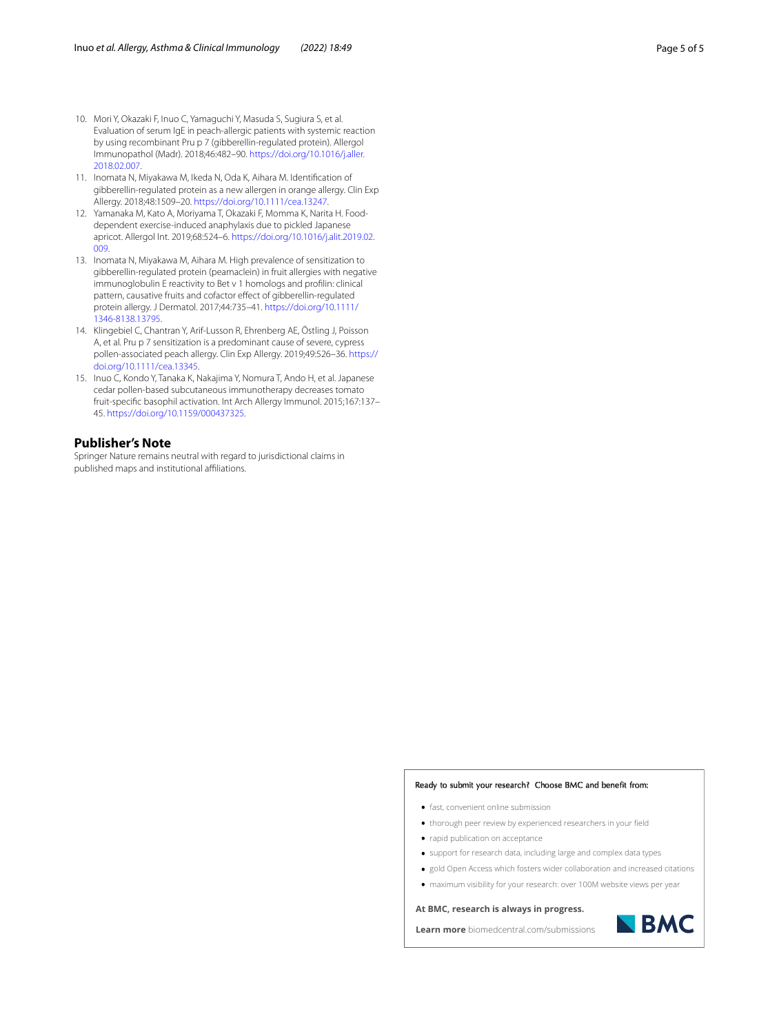10. Mori Y, Okazaki F, Inuo C, Yamaguchi Y, Masuda S, Sugiura S, et al. Evaluation of serum IgE in peach-allergic patients with systemic reaction by using recombinant Pru p 7 (gibberellin-regulated protein). Allergol Immunopathol (Madr). 2018;46:482–90. https://doi.org/10.1016/j.aller.2018.02.007.
11. Inomata N, Miyakawa M, Ikeda N, Oda K, Aihara M. Identification of gibberellin-regulated protein as a new allergen in orange allergy. Clin Exp Allergy. 2018;48:1509–20. https://doi.org/10.1111/cea.13247.
12. Yamanaka M, Kato A, Moriyama T, Okazaki F, Momma K, Narita H. Food-dependent exercise-induced anaphylaxis due to pickled Japanese apricot. Allergol Int. 2019;68:524–6. https://doi.org/10.1016/j.alit.2019.02.009.
13. Inomata N, Miyakawa M, Aihara M. High prevalence of sensitization to gibberellin-regulated protein (peamaclein) in fruit allergies with negative immunoglobulin E reactivity to Bet v 1 homologs and profilin: clinical pattern, causative fruits and cofactor effect of gibberellin-regulated protein allergy. J Dermatol. 2017;44:735–41. https://doi.org/10.1111/1346-8138.13795.
14. Klingebiel C, Chantran Y, Arif-Lusson R, Ehrenberg AE, Östling J, Poisson A, et al. Pru p 7 sensitization is a predominant cause of severe, cypress pollen-associated peach allergy. Clin Exp Allergy. 2019;49:526–36. https://doi.org/10.1111/cea.13345.
15. Inuo C, Kondo Y, Tanaka K, Nakajima Y, Nomura T, Ando H, et al. Japanese cedar pollen-based subcutaneous immunotherapy decreases tomato fruit-specific basophil activation. Int Arch Allergy Immunol. 2015;167:137–45. https://doi.org/10.1159/000437325.

## Publisher's Note

Springer Nature remains neutral with regard to jurisdictional claims in published maps and institutional affiliations.

Ready to submit your research? Choose BMC and benefit from:

- fast, convenient online submission
- thorough peer review by experienced researchers in your field
- rapid publication on acceptance
- support for research data, including large and complex data types
- gold Open Access which fosters wider collaboration and increased citations
- maximum visibility for your research: over 100M website views per year

**At BMC, research is always in progress.**

**Learn more** biomedcentral.com/submissions